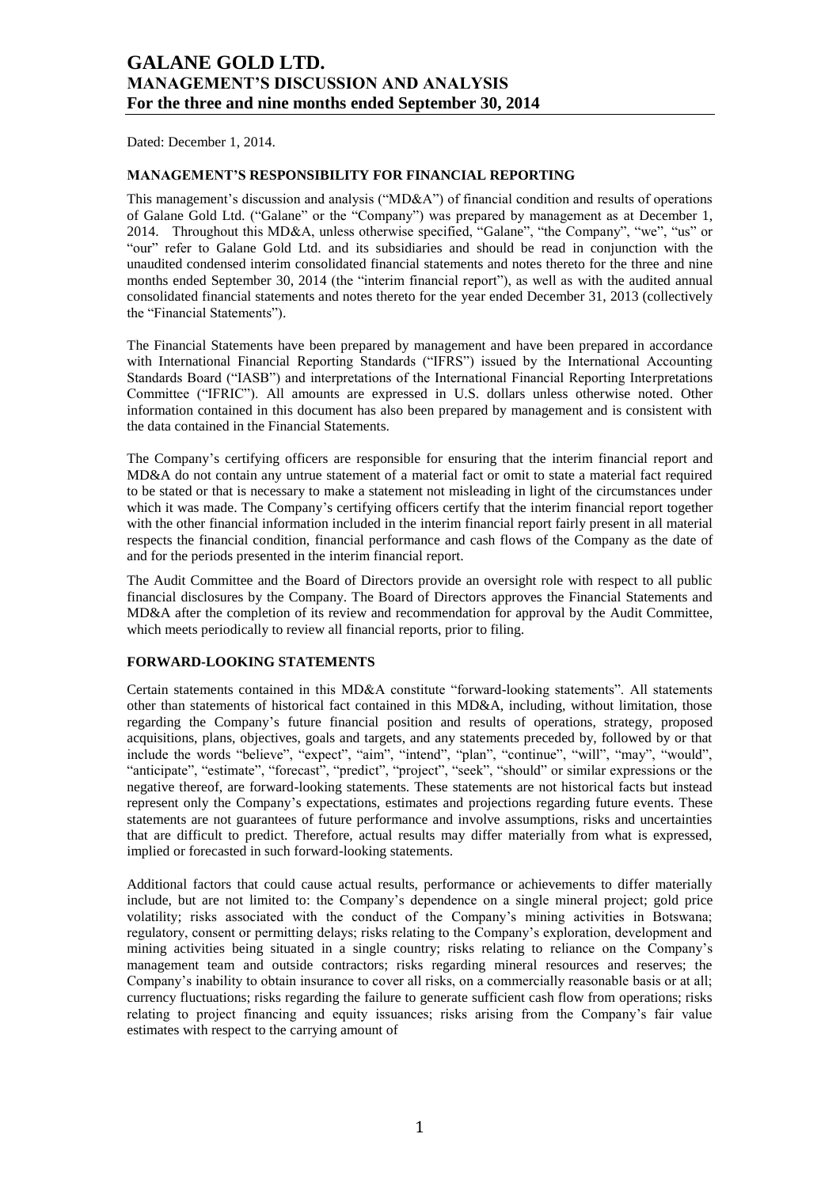# GALANE GOLD LTD.
# MANAGEMENT'S DISCUSSION AND ANALYSIS
# For the three and nine months ended September 30, 2014

Dated: December 1, 2014.

## MANAGEMENT'S RESPONSIBILITY FOR FINANCIAL REPORTING

This management's discussion and analysis ("MD&A") of financial condition and results of operations of Galane Gold Ltd. ("Galane" or the "Company") was prepared by management as at December 1, 2014. Throughout this MD&A, unless otherwise specified, "Galane", "the Company", "we", "us" or "our" refer to Galane Gold Ltd. and its subsidiaries and should be read in conjunction with the unaudited condensed interim consolidated financial statements and notes thereto for the three and nine months ended September 30, 2014 (the "interim financial report"), as well as with the audited annual consolidated financial statements and notes thereto for the year ended December 31, 2013 (collectively the "Financial Statements").

The Financial Statements have been prepared by management and have been prepared in accordance with International Financial Reporting Standards ("IFRS") issued by the International Accounting Standards Board ("IASB") and interpretations of the International Financial Reporting Interpretations Committee ("IFRIC"). All amounts are expressed in U.S. dollars unless otherwise noted. Other information contained in this document has also been prepared by management and is consistent with the data contained in the Financial Statements.

The Company's certifying officers are responsible for ensuring that the interim financial report and MD&A do not contain any untrue statement of a material fact or omit to state a material fact required to be stated or that is necessary to make a statement not misleading in light of the circumstances under which it was made. The Company's certifying officers certify that the interim financial report together with the other financial information included in the interim financial report fairly present in all material respects the financial condition, financial performance and cash flows of the Company as the date of and for the periods presented in the interim financial report.

The Audit Committee and the Board of Directors provide an oversight role with respect to all public financial disclosures by the Company. The Board of Directors approves the Financial Statements and MD&A after the completion of its review and recommendation for approval by the Audit Committee, which meets periodically to review all financial reports, prior to filing.

## FORWARD-LOOKING STATEMENTS

Certain statements contained in this MD&A constitute "forward-looking statements". All statements other than statements of historical fact contained in this MD&A, including, without limitation, those regarding the Company's future financial position and results of operations, strategy, proposed acquisitions, plans, objectives, goals and targets, and any statements preceded by, followed by or that include the words "believe", "expect", "aim", "intend", "plan", "continue", "will", "may", "would", "anticipate", "estimate", "forecast", "predict", "project", "seek", "should" or similar expressions or the negative thereof, are forward-looking statements. These statements are not historical facts but instead represent only the Company's expectations, estimates and projections regarding future events. These statements are not guarantees of future performance and involve assumptions, risks and uncertainties that are difficult to predict. Therefore, actual results may differ materially from what is expressed, implied or forecasted in such forward-looking statements.

Additional factors that could cause actual results, performance or achievements to differ materially include, but are not limited to: the Company's dependence on a single mineral project; gold price volatility; risks associated with the conduct of the Company's mining activities in Botswana; regulatory, consent or permitting delays; risks relating to the Company's exploration, development and mining activities being situated in a single country; risks relating to reliance on the Company's management team and outside contractors; risks regarding mineral resources and reserves; the Company's inability to obtain insurance to cover all risks, on a commercially reasonable basis or at all; currency fluctuations; risks regarding the failure to generate sufficient cash flow from operations; risks relating to project financing and equity issuances; risks arising from the Company's fair value estimates with respect to the carrying amount of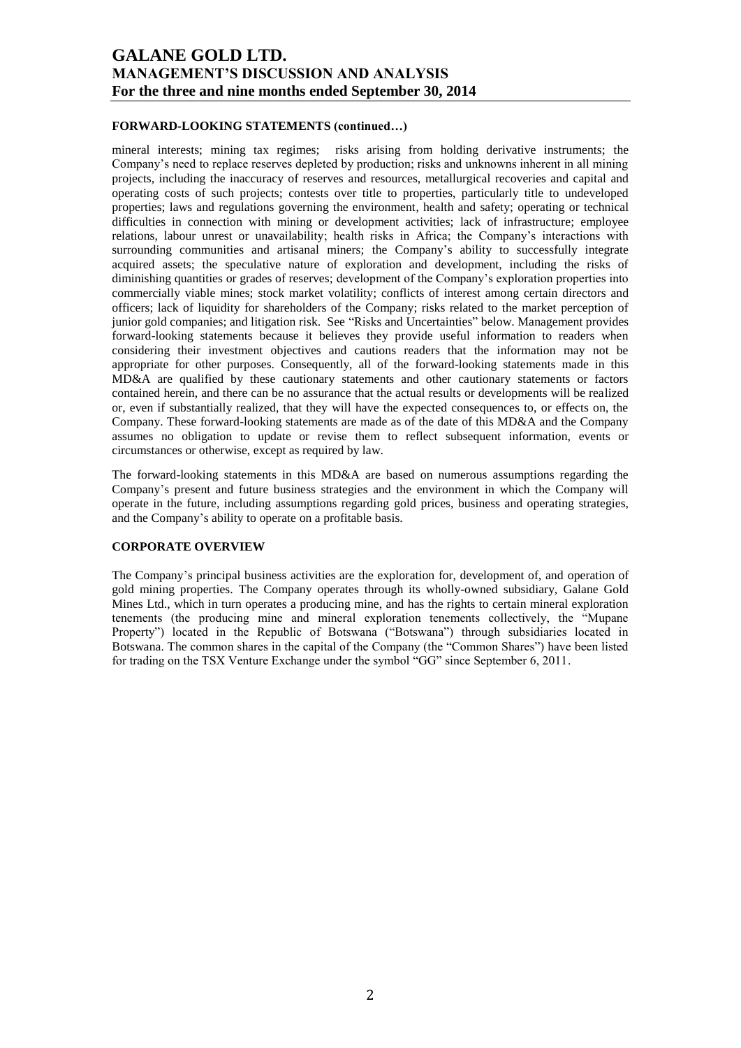## FORWARD-LOOKING STATEMENTS (continued…)

mineral interests; mining tax regimes; risks arising from holding derivative instruments; the Company's need to replace reserves depleted by production; risks and unknowns inherent in all mining projects, including the inaccuracy of reserves and resources, metallurgical recoveries and capital and operating costs of such projects; contests over title to properties, particularly title to undeveloped properties; laws and regulations governing the environment, health and safety; operating or technical difficulties in connection with mining or development activities; lack of infrastructure; employee relations, labour unrest or unavailability; health risks in Africa; the Company's interactions with surrounding communities and artisanal miners; the Company's ability to successfully integrate acquired assets; the speculative nature of exploration and development, including the risks of diminishing quantities or grades of reserves; development of the Company's exploration properties into commercially viable mines; stock market volatility; conflicts of interest among certain directors and officers; lack of liquidity for shareholders of the Company; risks related to the market perception of junior gold companies; and litigation risk. See "Risks and Uncertainties" below. Management provides forward-looking statements because it believes they provide useful information to readers when considering their investment objectives and cautions readers that the information may not be appropriate for other purposes. Consequently, all of the forward-looking statements made in this MD&A are qualified by these cautionary statements and other cautionary statements or factors contained herein, and there can be no assurance that the actual results or developments will be realized or, even if substantially realized, that they will have the expected consequences to, or effects on, the Company. These forward-looking statements are made as of the date of this MD&A and the Company assumes no obligation to update or revise them to reflect subsequent information, events or circumstances or otherwise, except as required by law.

The forward-looking statements in this MD&A are based on numerous assumptions regarding the Company's present and future business strategies and the environment in which the Company will operate in the future, including assumptions regarding gold prices, business and operating strategies, and the Company's ability to operate on a profitable basis.

## CORPORATE OVERVIEW

The Company's principal business activities are the exploration for, development of, and operation of gold mining properties. The Company operates through its wholly-owned subsidiary, Galane Gold Mines Ltd., which in turn operates a producing mine, and has the rights to certain mineral exploration tenements (the producing mine and mineral exploration tenements collectively, the "Mupane Property") located in the Republic of Botswana ("Botswana") through subsidiaries located in Botswana. The common shares in the capital of the Company (the "Common Shares") have been listed for trading on the TSX Venture Exchange under the symbol "GG" since September 6, 2011.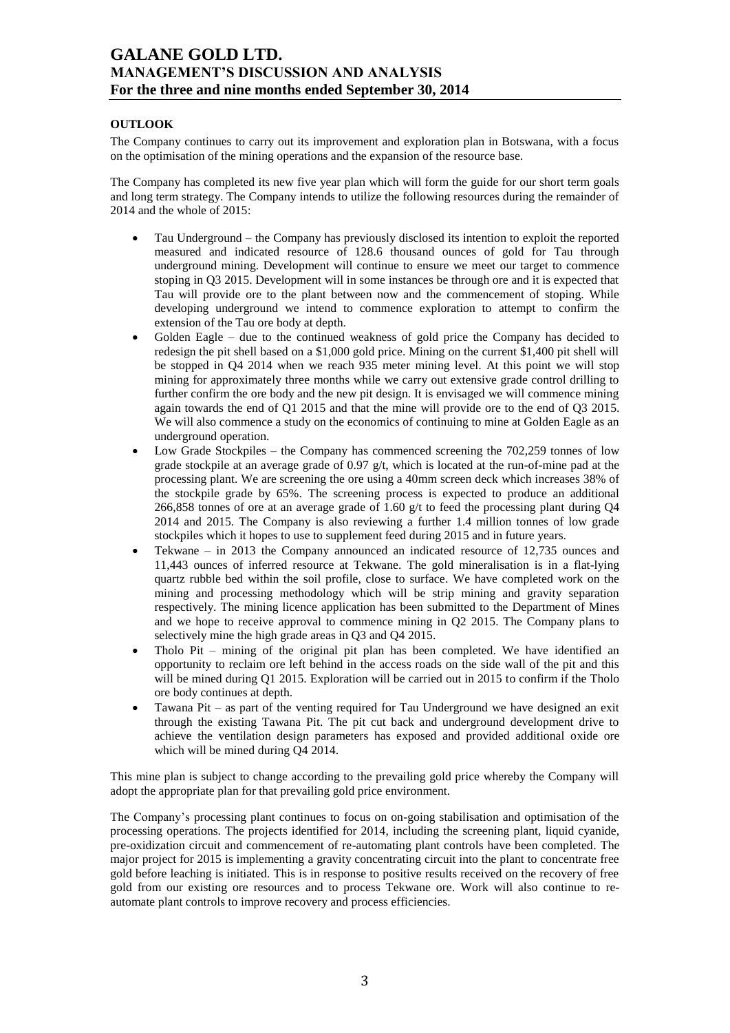## OUTLOOK

The Company continues to carry out its improvement and exploration plan in Botswana, with a focus on the optimisation of the mining operations and the expansion of the resource base.

The Company has completed its new five year plan which will form the guide for our short term goals and long term strategy. The Company intends to utilize the following resources during the remainder of 2014 and the whole of 2015:

- Tau Underground – the Company has previously disclosed its intention to exploit the reported measured and indicated resource of 128.6 thousand ounces of gold for Tau through underground mining. Development will continue to ensure we meet our target to commence stoping in Q3 2015. Development will in some instances be through ore and it is expected that Tau will provide ore to the plant between now and the commencement of stoping. While developing underground we intend to commence exploration to attempt to confirm the extension of the Tau ore body at depth.
- Golden Eagle – due to the continued weakness of gold price the Company has decided to redesign the pit shell based on a $1,000 gold price. Mining on the current $1,400 pit shell will be stopped in Q4 2014 when we reach 935 meter mining level. At this point we will stop mining for approximately three months while we carry out extensive grade control drilling to further confirm the ore body and the new pit design. It is envisaged we will commence mining again towards the end of Q1 2015 and that the mine will provide ore to the end of Q3 2015. We will also commence a study on the economics of continuing to mine at Golden Eagle as an underground operation.
- Low Grade Stockpiles – the Company has commenced screening the 702,259 tonnes of low grade stockpile at an average grade of 0.97 g/t, which is located at the run-of-mine pad at the processing plant. We are screening the ore using a 40mm screen deck which increases 38% of the stockpile grade by 65%. The screening process is expected to produce an additional 266,858 tonnes of ore at an average grade of 1.60 g/t to feed the processing plant during Q4 2014 and 2015. The Company is also reviewing a further 1.4 million tonnes of low grade stockpiles which it hopes to use to supplement feed during 2015 and in future years.
- Tekwane – in 2013 the Company announced an indicated resource of 12,735 ounces and 11,443 ounces of inferred resource at Tekwane. The gold mineralisation is in a flat-lying quartz rubble bed within the soil profile, close to surface. We have completed work on the mining and processing methodology which will be strip mining and gravity separation respectively. The mining licence application has been submitted to the Department of Mines and we hope to receive approval to commence mining in Q2 2015. The Company plans to selectively mine the high grade areas in Q3 and Q4 2015.
- Tholo Pit – mining of the original pit plan has been completed. We have identified an opportunity to reclaim ore left behind in the access roads on the side wall of the pit and this will be mined during Q1 2015. Exploration will be carried out in 2015 to confirm if the Tholo ore body continues at depth.
- Tawana Pit – as part of the venting required for Tau Underground we have designed an exit through the existing Tawana Pit. The pit cut back and underground development drive to achieve the ventilation design parameters has exposed and provided additional oxide ore which will be mined during Q4 2014.

This mine plan is subject to change according to the prevailing gold price whereby the Company will adopt the appropriate plan for that prevailing gold price environment.

The Company's processing plant continues to focus on on-going stabilisation and optimisation of the processing operations. The projects identified for 2014, including the screening plant, liquid cyanide, pre-oxidization circuit and commencement of re-automating plant controls have been completed. The major project for 2015 is implementing a gravity concentrating circuit into the plant to concentrate free gold before leaching is initiated. This is in response to positive results received on the recovery of free gold from our existing ore resources and to process Tekwane ore. Work will also continue to re-automate plant controls to improve recovery and process efficiencies.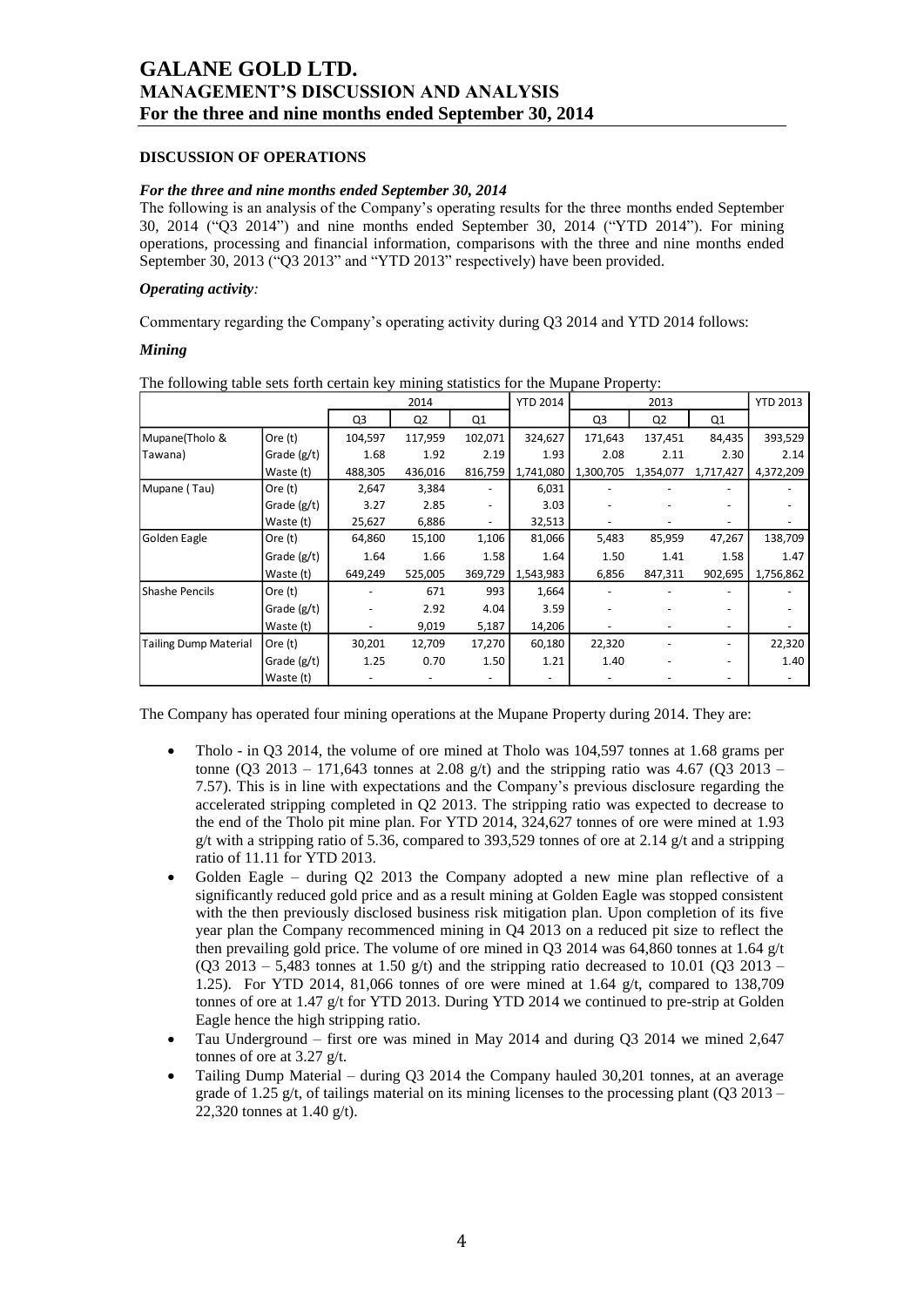## DISCUSSION OF OPERATIONS

### *For the three and nine months ended September 30, 2014*

The following is an analysis of the Company's operating results for the three months ended September 30, 2014 ("Q3 2014") and nine months ended September 30, 2014 ("YTD 2014"). For mining operations, processing and financial information, comparisons with the three and nine months ended September 30, 2013 ("Q3 2013" and "YTD 2013" respectively) have been provided.

### *Operating activity:*

Commentary regarding the Company's operating activity during Q3 2014 and YTD 2014 follows:

### *Mining*

The following table sets forth certain key mining statistics for the Mupane Property:

| | | 2014 | | | YTD 2014 | 2013 | | | YTD 2013 |
|---|---|---|---|---|---|---|---|---|---|
| | | Q3 | Q2 | Q1 | | Q3 | Q2 | Q1 | |
| Mupane(Tholo & Tawana) | Ore (t) | 104,597 | 117,959 | 102,071 | 324,627 | 171,643 | 137,451 | 84,435 | 393,529 |
| | Grade (g/t) | 1.68 | 1.92 | 2.19 | 1.93 | 2.08 | 2.11 | 2.30 | 2.14 |
| | Waste (t) | 488,305 | 436,016 | 816,759 | 1,741,080 | 1,300,705 | 1,354,077 | 1,717,427 | 4,372,209 |
| Mupane ( Tau) | Ore (t) | 2,647 | 3,384 | - | 6,031 | - | - | - | - |
| | Grade (g/t) | 3.27 | 2.85 | - | 3.03 | - | - | - | - |
| | Waste (t) | 25,627 | 6,886 | - | 32,513 | - | - | - | - |
| Golden Eagle | Ore (t) | 64,860 | 15,100 | 1,106 | 81,066 | 5,483 | 85,959 | 47,267 | 138,709 |
| | Grade (g/t) | 1.64 | 1.66 | 1.58 | 1.64 | 1.50 | 1.41 | 1.58 | 1.47 |
| | Waste (t) | 649,249 | 525,005 | 369,729 | 1,543,983 | 6,856 | 847,311 | 902,695 | 1,756,862 |
| Shashe Pencils | Ore (t) | - | 671 | 993 | 1,664 | - | - | - | - |
| | Grade (g/t) | - | 2.92 | 4.04 | 3.59 | - | - | - | - |
| | Waste (t) | - | 9,019 | 5,187 | 14,206 | - | - | - | - |
| Tailing Dump Material | Ore (t) | 30,201 | 12,709 | 17,270 | 60,180 | 22,320 | - | - | 22,320 |
| | Grade (g/t) | 1.25 | 0.70 | 1.50 | 1.21 | 1.40 | - | - | 1.40 |
| | Waste (t) | - | - | - | - | - | - | - | - |

The Company has operated four mining operations at the Mupane Property during 2014. They are:

- Tholo - in Q3 2014, the volume of ore mined at Tholo was 104,597 tonnes at 1.68 grams per tonne (Q3 2013 – 171,643 tonnes at 2.08 g/t) and the stripping ratio was 4.67 (Q3 2013 – 7.57). This is in line with expectations and the Company's previous disclosure regarding the accelerated stripping completed in Q2 2013. The stripping ratio was expected to decrease to the end of the Tholo pit mine plan. For YTD 2014, 324,627 tonnes of ore were mined at 1.93 g/t with a stripping ratio of 5.36, compared to 393,529 tonnes of ore at 2.14 g/t and a stripping ratio of 11.11 for YTD 2013.
- Golden Eagle – during Q2 2013 the Company adopted a new mine plan reflective of a significantly reduced gold price and as a result mining at Golden Eagle was stopped consistent with the then previously disclosed business risk mitigation plan. Upon completion of its five year plan the Company recommenced mining in Q4 2013 on a reduced pit size to reflect the then prevailing gold price. The volume of ore mined in Q3 2014 was 64,860 tonnes at 1.64 g/t (Q3 2013 – 5,483 tonnes at 1.50 g/t) and the stripping ratio decreased to 10.01 (Q3 2013 – 1.25). For YTD 2014, 81,066 tonnes of ore were mined at 1.64 g/t, compared to 138,709 tonnes of ore at 1.47 g/t for YTD 2013. During YTD 2014 we continued to pre-strip at Golden Eagle hence the high stripping ratio.
- Tau Underground – first ore was mined in May 2014 and during Q3 2014 we mined 2,647 tonnes of ore at 3.27 g/t.
- Tailing Dump Material – during Q3 2014 the Company hauled 30,201 tonnes, at an average grade of 1.25 g/t, of tailings material on its mining licenses to the processing plant (Q3 2013 – 22,320 tonnes at 1.40 g/t).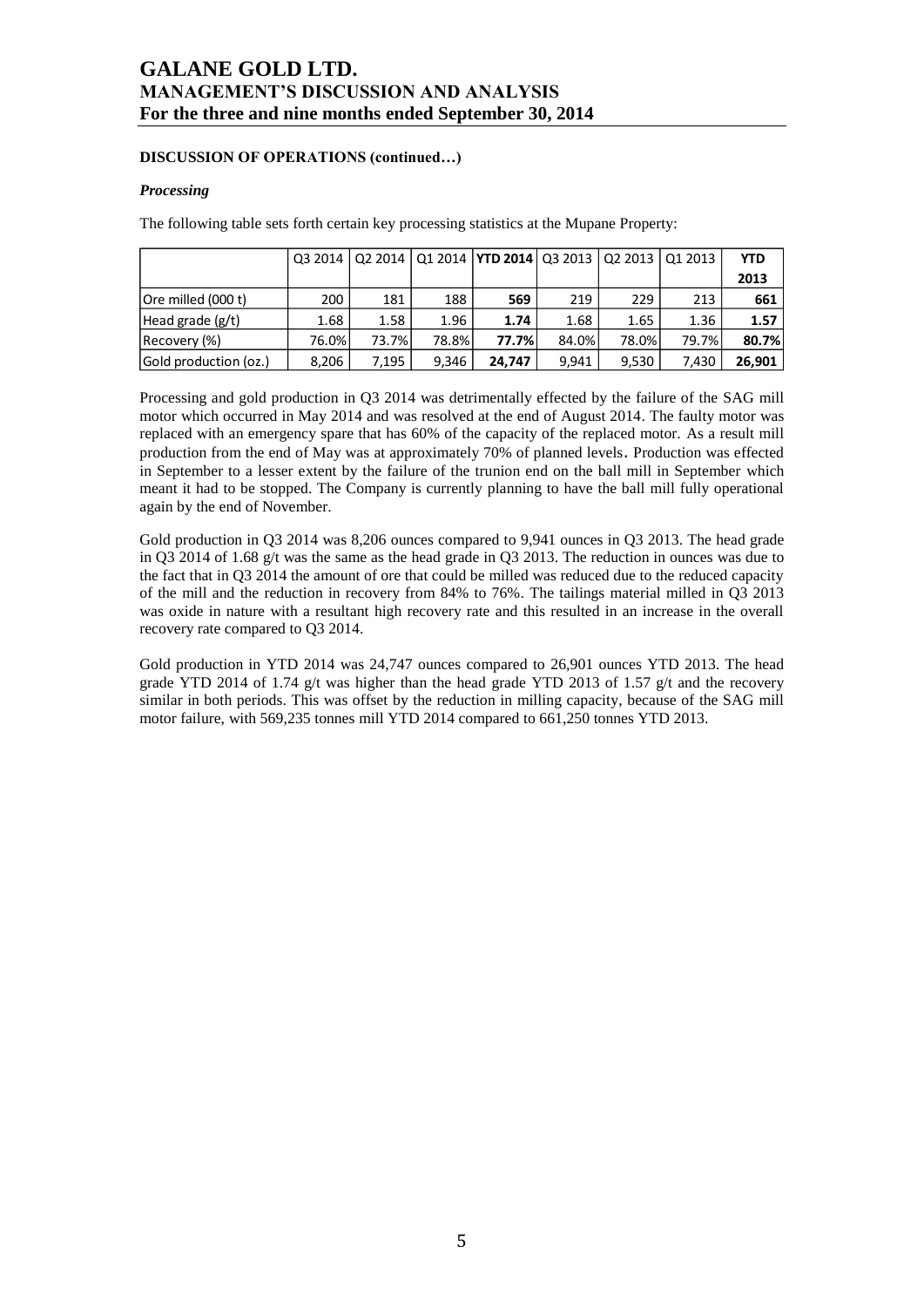**DISCUSSION OF OPERATIONS (continued…)**

***Processing***

The following table sets forth certain key processing statistics at the Mupane Property:

| | Q3 2014 | Q2 2014 | Q1 2014 | **YTD 2014** | Q3 2013 | Q2 2013 | Q1 2013 | **YTD 2013** |
|---|---|---|---|---|---|---|---|---|
| Ore milled (000 t) | 200 | 181 | 188 | **569** | 219 | 229 | 213 | **661** |
| Head grade (g/t) | 1.68 | 1.58 | 1.96 | **1.74** | 1.68 | 1.65 | 1.36 | **1.57** |
| Recovery (%) | 76.0% | 73.7% | 78.8% | **77.7%** | 84.0% | 78.0% | 79.7% | **80.7%** |
| Gold production (oz.) | 8,206 | 7,195 | 9,346 | **24,747** | 9,941 | 9,530 | 7,430 | **26,901** |

Processing and gold production in Q3 2014 was detrimentally effected by the failure of the SAG mill motor which occurred in May 2014 and was resolved at the end of August 2014. The faulty motor was replaced with an emergency spare that has 60% of the capacity of the replaced motor. As a result mill production from the end of May was at approximately 70% of planned levels. Production was effected in September to a lesser extent by the failure of the trunion end on the ball mill in September which meant it had to be stopped. The Company is currently planning to have the ball mill fully operational again by the end of November.

Gold production in Q3 2014 was 8,206 ounces compared to 9,941 ounces in Q3 2013. The head grade in Q3 2014 of 1.68 g/t was the same as the head grade in Q3 2013. The reduction in ounces was due to the fact that in Q3 2014 the amount of ore that could be milled was reduced due to the reduced capacity of the mill and the reduction in recovery from 84% to 76%. The tailings material milled in Q3 2013 was oxide in nature with a resultant high recovery rate and this resulted in an increase in the overall recovery rate compared to Q3 2014.

Gold production in YTD 2014 was 24,747 ounces compared to 26,901 ounces YTD 2013. The head grade YTD 2014 of 1.74 g/t was higher than the head grade YTD 2013 of 1.57 g/t and the recovery similar in both periods. This was offset by the reduction in milling capacity, because of the SAG mill motor failure, with 569,235 tonnes mill YTD 2014 compared to 661,250 tonnes YTD 2013.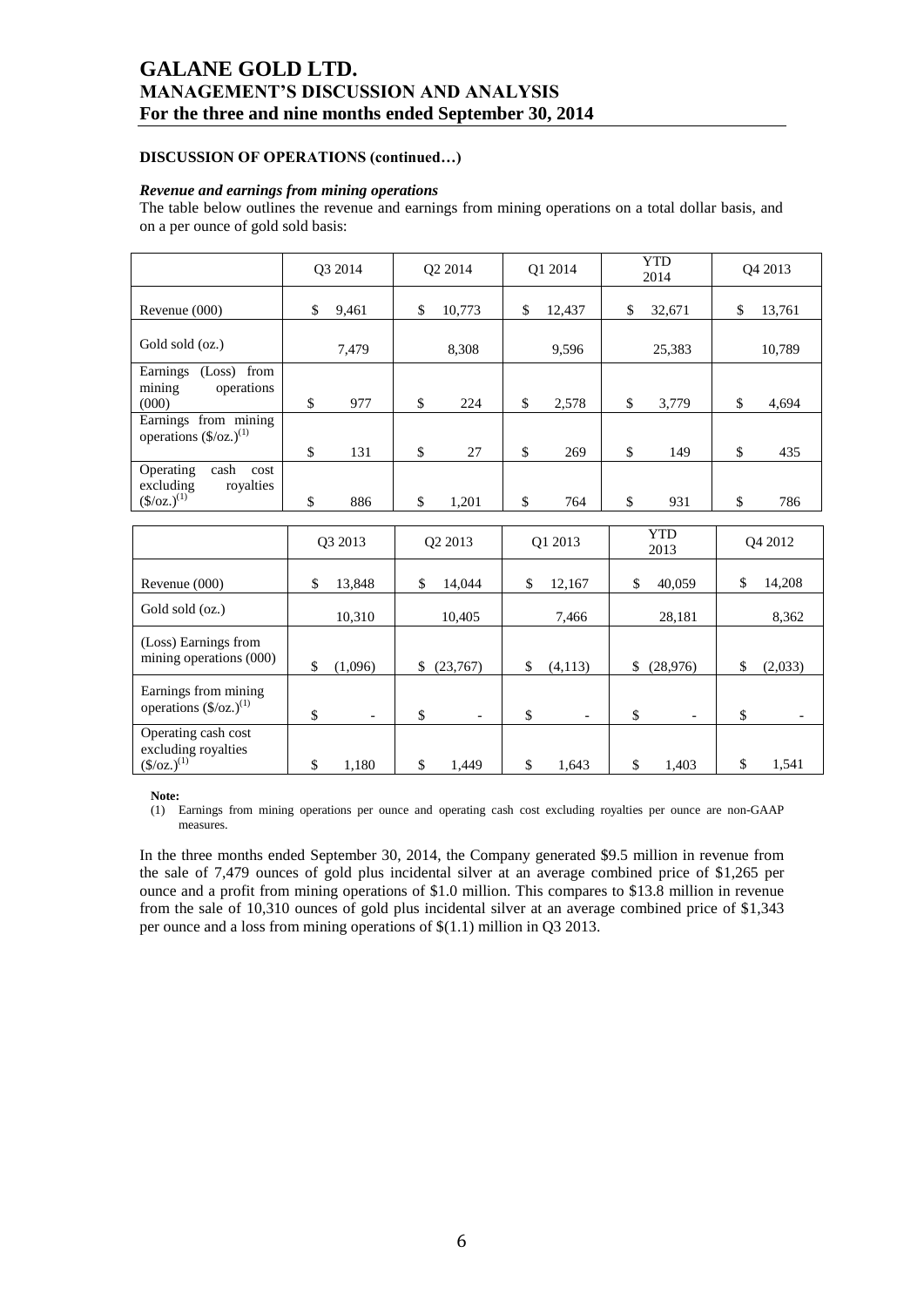**DISCUSSION OF OPERATIONS (continued…)**

***Revenue and earnings from mining operations***

The table below outlines the revenue and earnings from mining operations on a total dollar basis, and on a per ounce of gold sold basis:

| | Q3 2014 | Q2 2014 | Q1 2014 | YTD 2014 | Q4 2013 |
|---|---|---|---|---|---|
| Revenue (000) | $ 9,461 | $ 10,773 | $ 12,437 | $ 32,671 | $ 13,761 |
| Gold sold (oz.) | 7,479 | 8,308 | 9,596 | 25,383 | 10,789 |
| Earnings (Loss) from mining operations (000) | $ 977 | $ 224 | $ 2,578 | $ 3,779 | $ 4,694 |
| Earnings from mining operations ($/oz.)(1) | $ 131 | $ 27 | $ 269 | $ 149 | $ 435 |
| Operating cash cost excluding royalties ($/oz.)(1) | $ 886 | $ 1,201 | $ 764 | $ 931 | $ 786 |

| | Q3 2013 | Q2 2013 | Q1 2013 | YTD 2013 | Q4 2012 |
|---|---|---|---|---|---|
| Revenue (000) | $ 13,848 | $ 14,044 | $ 12,167 | $ 40,059 | $ 14,208 |
| Gold sold (oz.) | 10,310 | 10,405 | 7,466 | 28,181 | 8,362 |
| (Loss) Earnings from mining operations (000) | $ (1,096) | $ (23,767) | $ (4,113) | $ (28,976) | $ (2,033) |
| Earnings from mining operations ($/oz.)(1) | $ - | $ - | $ - | $ - | $ - |
| Operating cash cost excluding royalties ($/oz.)(1) | $ 1,180 | $ 1,449 | $ 1,643 | $ 1,403 | $ 1,541 |

**Note:**

(1) Earnings from mining operations per ounce and operating cash cost excluding royalties per ounce are non-GAAP measures.

In the three months ended September 30, 2014, the Company generated $9.5 million in revenue from the sale of 7,479 ounces of gold plus incidental silver at an average combined price of $1,265 per ounce and a profit from mining operations of $1.0 million. This compares to $13.8 million in revenue from the sale of 10,310 ounces of gold plus incidental silver at an average combined price of $1,343 per ounce and a loss from mining operations of $(1.1) million in Q3 2013.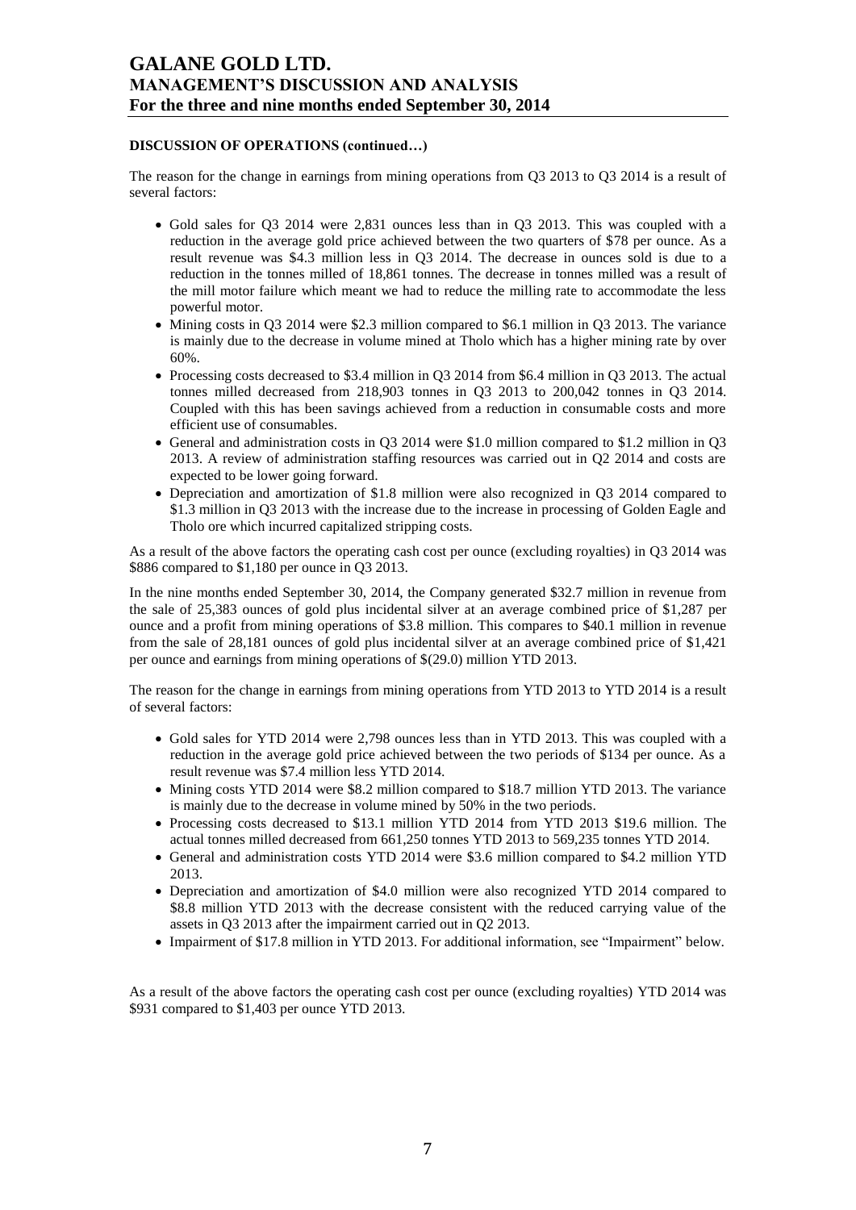**DISCUSSION OF OPERATIONS (continued…)**

The reason for the change in earnings from mining operations from Q3 2013 to Q3 2014 is a result of several factors:

- Gold sales for Q3 2014 were 2,831 ounces less than in Q3 2013. This was coupled with a reduction in the average gold price achieved between the two quarters of $78 per ounce. As a result revenue was $4.3 million less in Q3 2014. The decrease in ounces sold is due to a reduction in the tonnes milled of 18,861 tonnes. The decrease in tonnes milled was a result of the mill motor failure which meant we had to reduce the milling rate to accommodate the less powerful motor.
- Mining costs in Q3 2014 were $2.3 million compared to $6.1 million in Q3 2013. The variance is mainly due to the decrease in volume mined at Tholo which has a higher mining rate by over 60%.
- Processing costs decreased to $3.4 million in Q3 2014 from $6.4 million in Q3 2013. The actual tonnes milled decreased from 218,903 tonnes in Q3 2013 to 200,042 tonnes in Q3 2014. Coupled with this has been savings achieved from a reduction in consumable costs and more efficient use of consumables.
- General and administration costs in Q3 2014 were $1.0 million compared to $1.2 million in Q3 2013. A review of administration staffing resources was carried out in Q2 2014 and costs are expected to be lower going forward.
- Depreciation and amortization of $1.8 million were also recognized in Q3 2014 compared to $1.3 million in Q3 2013 with the increase due to the increase in processing of Golden Eagle and Tholo ore which incurred capitalized stripping costs.

As a result of the above factors the operating cash cost per ounce (excluding royalties) in Q3 2014 was $886 compared to $1,180 per ounce in Q3 2013.

In the nine months ended September 30, 2014, the Company generated $32.7 million in revenue from the sale of 25,383 ounces of gold plus incidental silver at an average combined price of $1,287 per ounce and a profit from mining operations of $3.8 million. This compares to $40.1 million in revenue from the sale of 28,181 ounces of gold plus incidental silver at an average combined price of $1,421 per ounce and earnings from mining operations of $(29.0) million YTD 2013.

The reason for the change in earnings from mining operations from YTD 2013 to YTD 2014 is a result of several factors:

- Gold sales for YTD 2014 were 2,798 ounces less than in YTD 2013. This was coupled with a reduction in the average gold price achieved between the two periods of $134 per ounce. As a result revenue was $7.4 million less YTD 2014.
- Mining costs YTD 2014 were $8.2 million compared to $18.7 million YTD 2013. The variance is mainly due to the decrease in volume mined by 50% in the two periods.
- Processing costs decreased to $13.1 million YTD 2014 from YTD 2013 $19.6 million. The actual tonnes milled decreased from 661,250 tonnes YTD 2013 to 569,235 tonnes YTD 2014.
- General and administration costs YTD 2014 were $3.6 million compared to $4.2 million YTD 2013.
- Depreciation and amortization of $4.0 million were also recognized YTD 2014 compared to $8.8 million YTD 2013 with the decrease consistent with the reduced carrying value of the assets in Q3 2013 after the impairment carried out in Q2 2013.
- Impairment of $17.8 million in YTD 2013. For additional information, see "Impairment" below.

As a result of the above factors the operating cash cost per ounce (excluding royalties) YTD 2014 was $931 compared to $1,403 per ounce YTD 2013.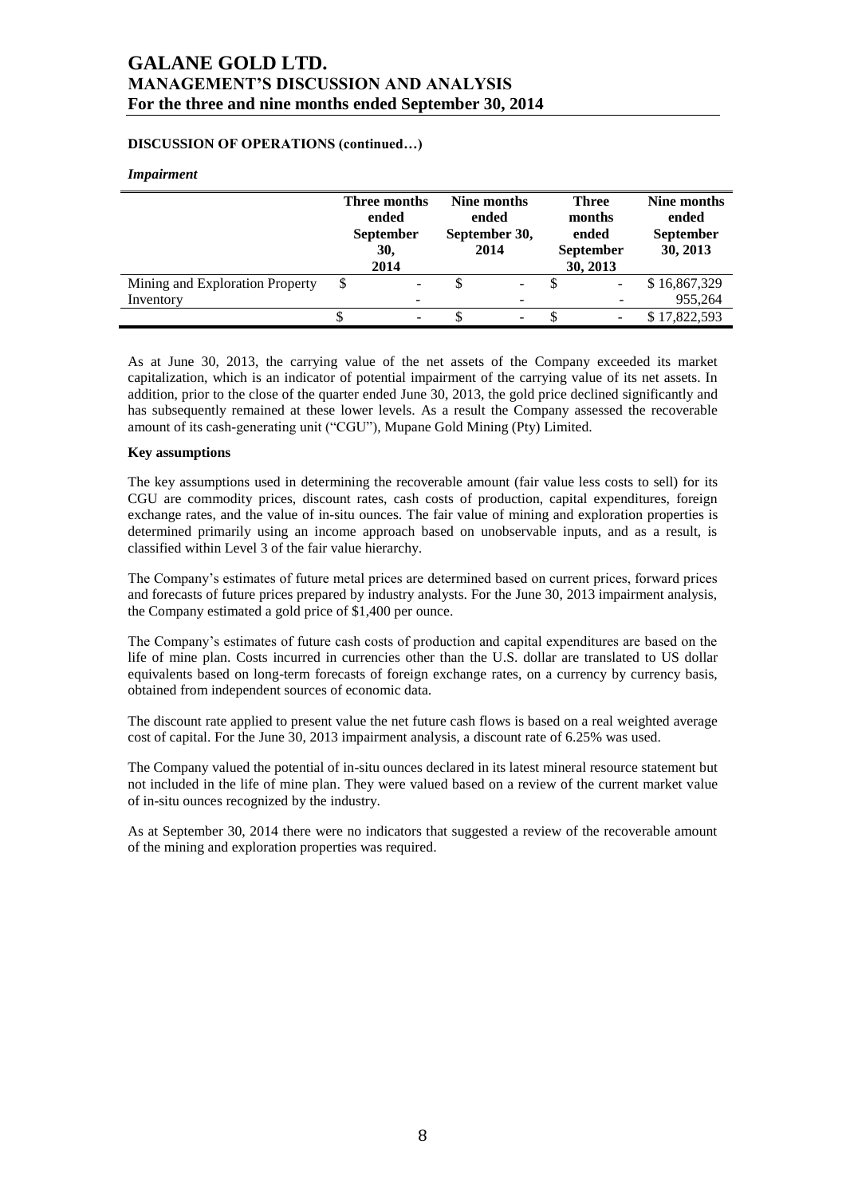**DISCUSSION OF OPERATIONS (continued…)**

***Impairment***

| | Three months ended September 30, 2014 | Nine months ended September 30, 2014 | Three months ended September 30, 2013 | Nine months ended September 30, 2013 |
|---|---|---|---|---|
| Mining and Exploration Property | $ - | $ - | $ - | $ 16,867,329 |
| Inventory | - | - | - | 955,264 |
| | $ - | $ - | $ - | $ 17,822,593 |

As at June 30, 2013, the carrying value of the net assets of the Company exceeded its market capitalization, which is an indicator of potential impairment of the carrying value of its net assets. In addition, prior to the close of the quarter ended June 30, 2013, the gold price declined significantly and has subsequently remained at these lower levels. As a result the Company assessed the recoverable amount of its cash-generating unit ("CGU"), Mupane Gold Mining (Pty) Limited.

**Key assumptions**

The key assumptions used in determining the recoverable amount (fair value less costs to sell) for its CGU are commodity prices, discount rates, cash costs of production, capital expenditures, foreign exchange rates, and the value of in-situ ounces. The fair value of mining and exploration properties is determined primarily using an income approach based on unobservable inputs, and as a result, is classified within Level 3 of the fair value hierarchy.

The Company's estimates of future metal prices are determined based on current prices, forward prices and forecasts of future prices prepared by industry analysts. For the June 30, 2013 impairment analysis, the Company estimated a gold price of $1,400 per ounce.

The Company's estimates of future cash costs of production and capital expenditures are based on the life of mine plan. Costs incurred in currencies other than the U.S. dollar are translated to US dollar equivalents based on long-term forecasts of foreign exchange rates, on a currency by currency basis, obtained from independent sources of economic data.

The discount rate applied to present value the net future cash flows is based on a real weighted average cost of capital. For the June 30, 2013 impairment analysis, a discount rate of 6.25% was used.

The Company valued the potential of in-situ ounces declared in its latest mineral resource statement but not included in the life of mine plan. They were valued based on a review of the current market value of in-situ ounces recognized by the industry.

As at September 30, 2014 there were no indicators that suggested a review of the recoverable amount of the mining and exploration properties was required.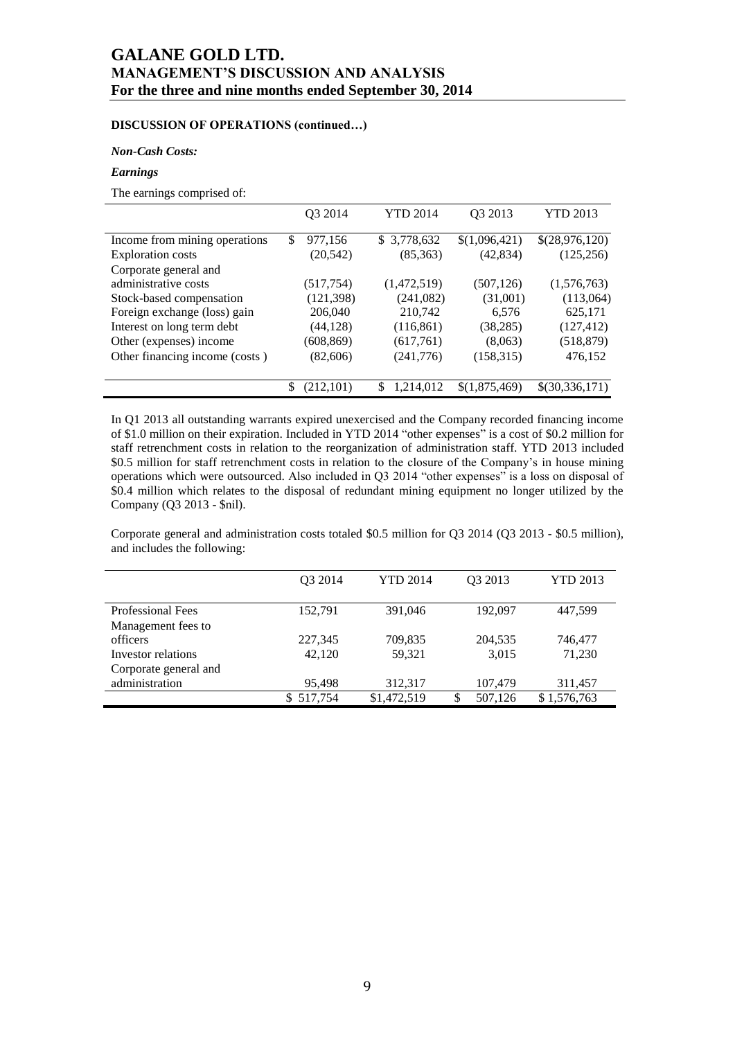**DISCUSSION OF OPERATIONS (continued…)**

***Non-Cash Costs:***

***Earnings***

The earnings comprised of:

| | Q3 2014 | YTD 2014 | Q3 2013 | YTD 2013 |
|---|---|---|---|---|
| Income from mining operations | $ 977,156 | $ 3,778,632 | $(1,096,421) | $(28,976,120) |
| Exploration costs | (20,542) | (85,363) | (42,834) | (125,256) |
| Corporate general and administrative costs | (517,754) | (1,472,519) | (507,126) | (1,576,763) |
| Stock-based compensation | (121,398) | (241,082) | (31,001) | (113,064) |
| Foreign exchange (loss) gain | 206,040 | 210,742 | 6,576 | 625,171 |
| Interest on long term debt | (44,128) | (116,861) | (38,285) | (127,412) |
| Other (expenses) income | (608,869) | (617,761) | (8,063) | (518,879) |
| Other financing income (costs ) | (82,606) | (241,776) | (158,315) | 476,152 |
| | $ (212,101) | $ 1,214,012 | $(1,875,469) | $(30,336,171) |

In Q1 2013 all outstanding warrants expired unexercised and the Company recorded financing income of $1.0 million on their expiration. Included in YTD 2014 "other expenses" is a cost of $0.2 million for staff retrenchment costs in relation to the reorganization of administration staff. YTD 2013 included $0.5 million for staff retrenchment costs in relation to the closure of the Company's in house mining operations which were outsourced. Also included in Q3 2014 "other expenses" is a loss on disposal of $0.4 million which relates to the disposal of redundant mining equipment no longer utilized by the Company (Q3 2013 - $nil).

Corporate general and administration costs totaled $0.5 million for Q3 2014 (Q3 2013 - $0.5 million), and includes the following:

| | Q3 2014 | YTD 2014 | Q3 2013 | YTD 2013 |
|---|---|---|---|---|
| Professional Fees | 152,791 | 391,046 | 192,097 | 447,599 |
| Management fees to officers | 227,345 | 709,835 | 204,535 | 746,477 |
| Investor relations | 42,120 | 59,321 | 3,015 | 71,230 |
| Corporate general and administration | 95,498 | 312,317 | 107,479 | 311,457 |
| | $ 517,754 | $1,472,519 | $ 507,126 | $ 1,576,763 |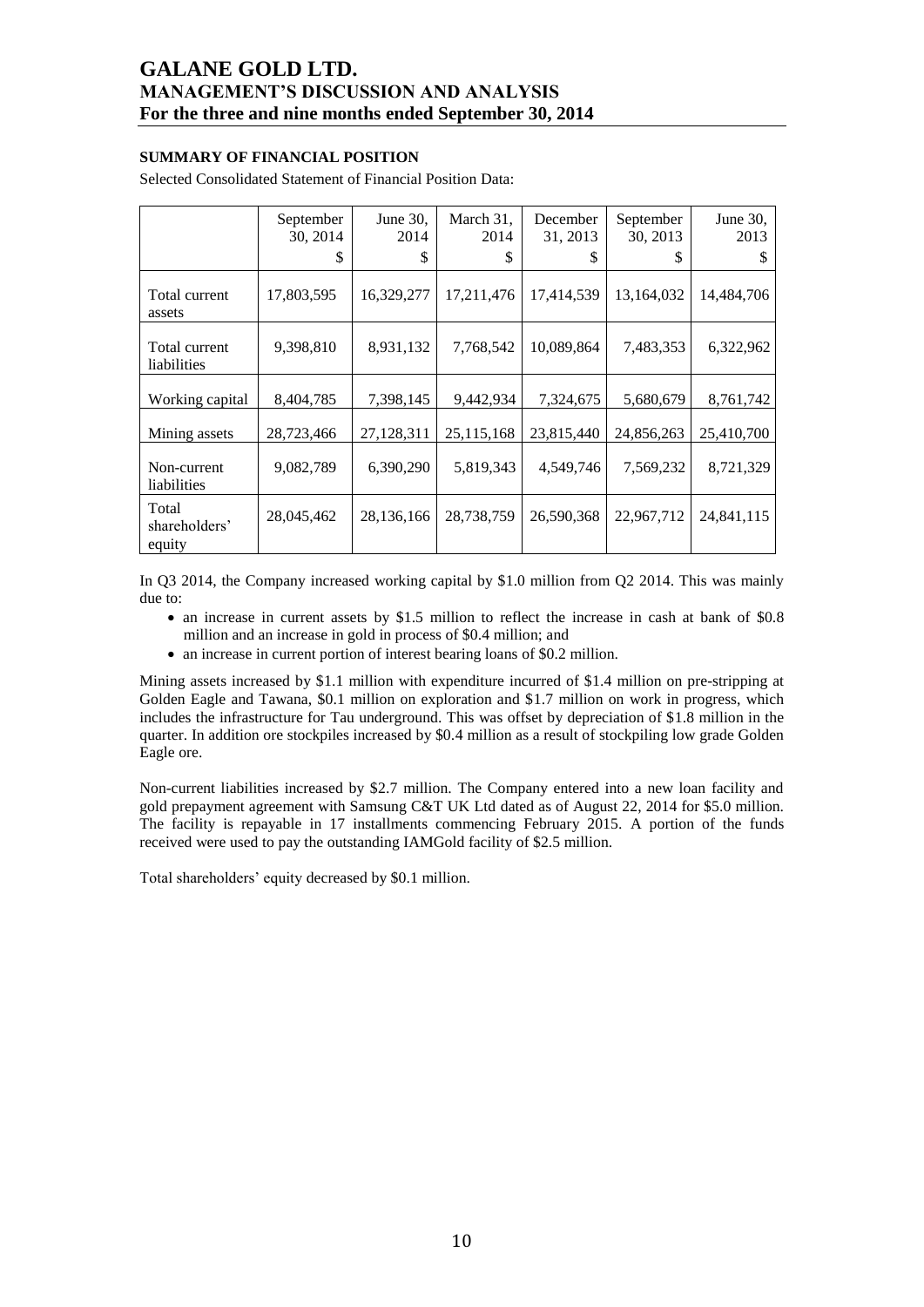## SUMMARY OF FINANCIAL POSITION

Selected Consolidated Statement of Financial Position Data:

| | September 30, 2014 | June 30, 2014 | March 31, 2014 | December 31, 2013 | September 30, 2013 | June 30, 2013 |
|---|---|---|---|---|---|---|
| | $ | $ | $ | $ | $ | $ |
| Total current assets | 17,803,595 | 16,329,277 | 17,211,476 | 17,414,539 | 13,164,032 | 14,484,706 |
| Total current liabilities | 9,398,810 | 8,931,132 | 7,768,542 | 10,089,864 | 7,483,353 | 6,322,962 |
| Working capital | 8,404,785 | 7,398,145 | 9,442,934 | 7,324,675 | 5,680,679 | 8,761,742 |
| Mining assets | 28,723,466 | 27,128,311 | 25,115,168 | 23,815,440 | 24,856,263 | 25,410,700 |
| Non-current liabilities | 9,082,789 | 6,390,290 | 5,819,343 | 4,549,746 | 7,569,232 | 8,721,329 |
| Total shareholders' equity | 28,045,462 | 28,136,166 | 28,738,759 | 26,590,368 | 22,967,712 | 24,841,115 |

In Q3 2014, the Company increased working capital by $1.0 million from Q2 2014. This was mainly due to:

- an increase in current assets by $1.5 million to reflect the increase in cash at bank of $0.8 million and an increase in gold in process of $0.4 million; and
- an increase in current portion of interest bearing loans of $0.2 million.

Mining assets increased by $1.1 million with expenditure incurred of $1.4 million on pre-stripping at Golden Eagle and Tawana, $0.1 million on exploration and $1.7 million on work in progress, which includes the infrastructure for Tau underground. This was offset by depreciation of $1.8 million in the quarter. In addition ore stockpiles increased by $0.4 million as a result of stockpiling low grade Golden Eagle ore.

Non-current liabilities increased by $2.7 million. The Company entered into a new loan facility and gold prepayment agreement with Samsung C&T UK Ltd dated as of August 22, 2014 for $5.0 million. The facility is repayable in 17 installments commencing February 2015. A portion of the funds received were used to pay the outstanding IAMGold facility of $2.5 million.

Total shareholders' equity decreased by $0.1 million.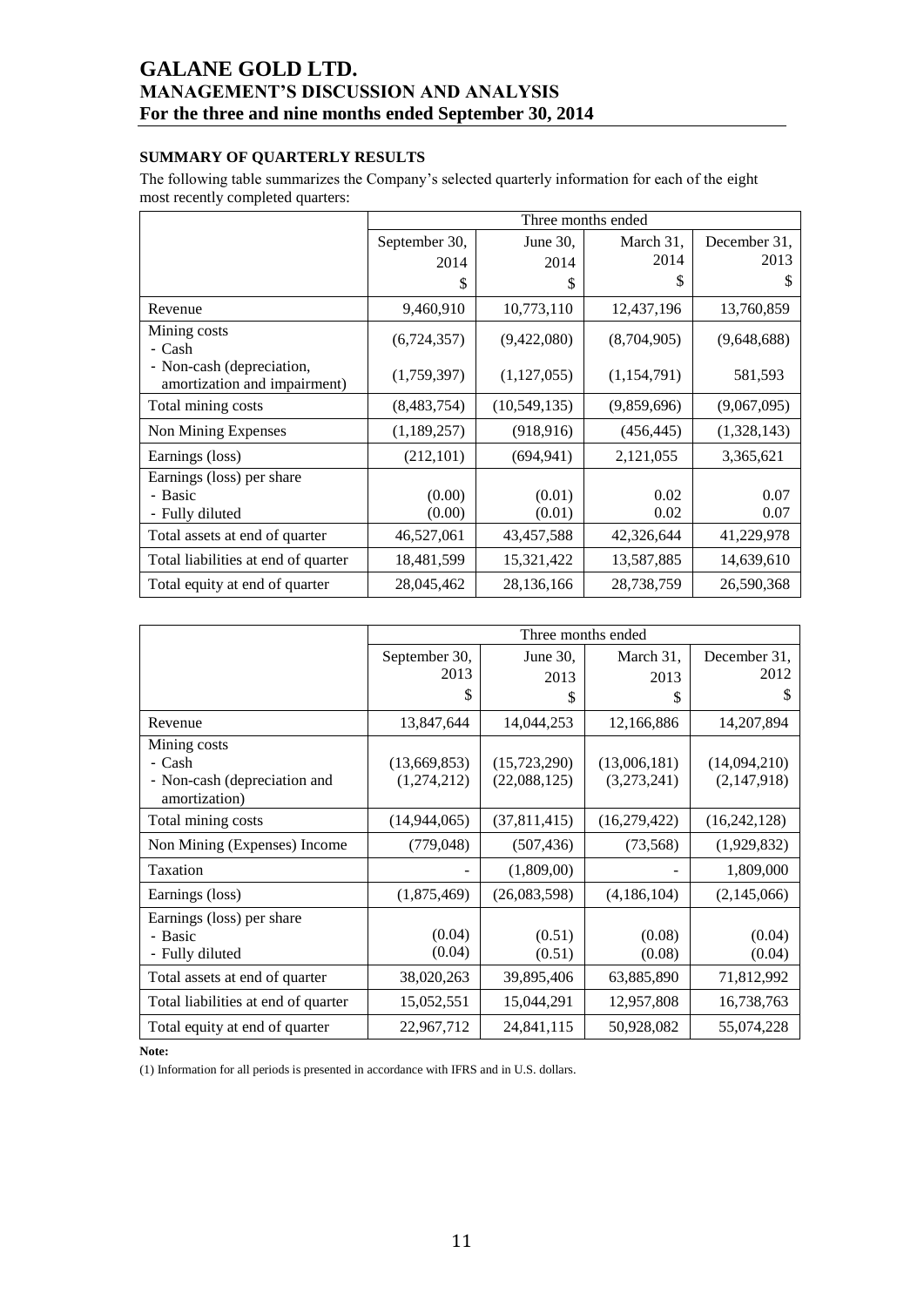## SUMMARY OF QUARTERLY RESULTS

The following table summarizes the Company's selected quarterly information for each of the eight most recently completed quarters:

| | Three months ended | | | |
|---|---|---|---|---|
| | September 30, 2014 $ | June 30, 2014 $ | March 31, 2014 $ | December 31, 2013 $ |
| Revenue | 9,460,910 | 10,773,110 | 12,437,196 | 13,760,859 |
| Mining costs<br>- Cash | (6,724,357) | (9,422,080) | (8,704,905) | (9,648,688) |
| - Non-cash (depreciation, amortization and impairment) | (1,759,397) | (1,127,055) | (1,154,791) | 581,593 |
| Total mining costs | (8,483,754) | (10,549,135) | (9,859,696) | (9,067,095) |
| Non Mining Expenses | (1,189,257) | (918,916) | (456,445) | (1,328,143) |
| Earnings (loss) | (212,101) | (694,941) | 2,121,055 | 3,365,621 |
| Earnings (loss) per share<br>- Basic<br>- Fully diluted | <br>(0.00)<br>(0.00) | <br>(0.01)<br>(0.01) | <br>0.02<br>0.02 | <br>0.07<br>0.07 |
| Total assets at end of quarter | 46,527,061 | 43,457,588 | 42,326,644 | 41,229,978 |
| Total liabilities at end of quarter | 18,481,599 | 15,321,422 | 13,587,885 | 14,639,610 |
| Total equity at end of quarter | 28,045,462 | 28,136,166 | 28,738,759 | 26,590,368 |

| | Three months ended | | | |
|---|---|---|---|---|
| | September 30, 2013 $ | June 30, 2013 $ | March 31, 2013 $ | December 31, 2012 $ |
| Revenue | 13,847,644 | 14,044,253 | 12,166,886 | 14,207,894 |
| Mining costs<br>- Cash<br>- Non-cash (depreciation and amortization) | <br>(13,669,853)<br>(1,274,212) | <br>(15,723,290)<br>(22,088,125) | <br>(13,006,181)<br>(3,273,241) | <br>(14,094,210)<br>(2,147,918) |
| Total mining costs | (14,944,065) | (37,811,415) | (16,279,422) | (16,242,128) |
| Non Mining (Expenses) Income | (779,048) | (507,436) | (73,568) | (1,929,832) |
| Taxation | - | (1,809,00) | - | 1,809,000 |
| Earnings (loss) | (1,875,469) | (26,083,598) | (4,186,104) | (2,145,066) |
| Earnings (loss) per share<br>- Basic<br>- Fully diluted | <br>(0.04)<br>(0.04) | <br>(0.51)<br>(0.51) | <br>(0.08)<br>(0.08) | <br>(0.04)<br>(0.04) |
| Total assets at end of quarter | 38,020,263 | 39,895,406 | 63,885,890 | 71,812,992 |
| Total liabilities at end of quarter | 15,052,551 | 15,044,291 | 12,957,808 | 16,738,763 |
| Total equity at end of quarter | 22,967,712 | 24,841,115 | 50,928,082 | 55,074,228 |

**Note:**

(1) Information for all periods is presented in accordance with IFRS and in U.S. dollars.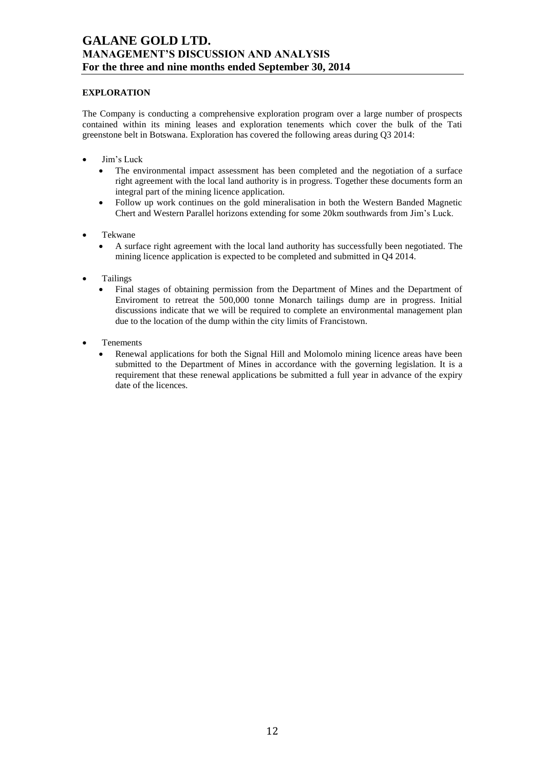## EXPLORATION

The Company is conducting a comprehensive exploration program over a large number of prospects contained within its mining leases and exploration tenements which cover the bulk of the Tati greenstone belt in Botswana. Exploration has covered the following areas during Q3 2014:

- Jim's Luck
  - The environmental impact assessment has been completed and the negotiation of a surface right agreement with the local land authority is in progress. Together these documents form an integral part of the mining licence application.
  - Follow up work continues on the gold mineralisation in both the Western Banded Magnetic Chert and Western Parallel horizons extending for some 20km southwards from Jim's Luck.
- Tekwane
  - A surface right agreement with the local land authority has successfully been negotiated. The mining licence application is expected to be completed and submitted in Q4 2014.
- Tailings
  - Final stages of obtaining permission from the Department of Mines and the Department of Enviroment to retreat the 500,000 tonne Monarch tailings dump are in progress. Initial discussions indicate that we will be required to complete an environmental management plan due to the location of the dump within the city limits of Francistown.
- Tenements
  - Renewal applications for both the Signal Hill and Molomolo mining licence areas have been submitted to the Department of Mines in accordance with the governing legislation. It is a requirement that these renewal applications be submitted a full year in advance of the expiry date of the licences.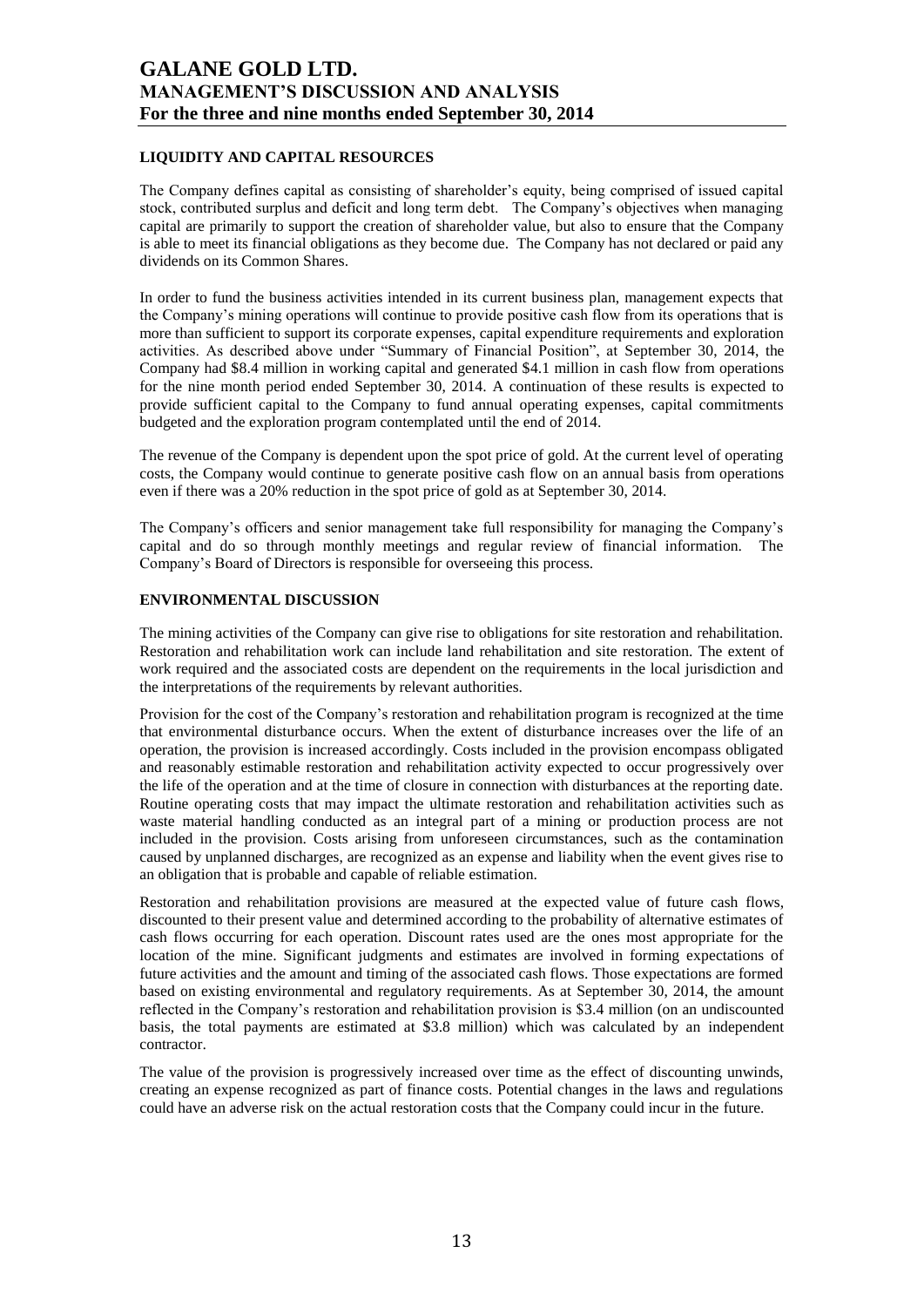## LIQUIDITY AND CAPITAL RESOURCES

The Company defines capital as consisting of shareholder's equity, being comprised of issued capital stock, contributed surplus and deficit and long term debt. The Company's objectives when managing capital are primarily to support the creation of shareholder value, but also to ensure that the Company is able to meet its financial obligations as they become due. The Company has not declared or paid any dividends on its Common Shares.

In order to fund the business activities intended in its current business plan, management expects that the Company's mining operations will continue to provide positive cash flow from its operations that is more than sufficient to support its corporate expenses, capital expenditure requirements and exploration activities. As described above under "Summary of Financial Position", at September 30, 2014, the Company had $8.4 million in working capital and generated $4.1 million in cash flow from operations for the nine month period ended September 30, 2014. A continuation of these results is expected to provide sufficient capital to the Company to fund annual operating expenses, capital commitments budgeted and the exploration program contemplated until the end of 2014.

The revenue of the Company is dependent upon the spot price of gold. At the current level of operating costs, the Company would continue to generate positive cash flow on an annual basis from operations even if there was a 20% reduction in the spot price of gold as at September 30, 2014.

The Company's officers and senior management take full responsibility for managing the Company's capital and do so through monthly meetings and regular review of financial information. The Company's Board of Directors is responsible for overseeing this process.

## ENVIRONMENTAL DISCUSSION

The mining activities of the Company can give rise to obligations for site restoration and rehabilitation. Restoration and rehabilitation work can include land rehabilitation and site restoration. The extent of work required and the associated costs are dependent on the requirements in the local jurisdiction and the interpretations of the requirements by relevant authorities.

Provision for the cost of the Company's restoration and rehabilitation program is recognized at the time that environmental disturbance occurs. When the extent of disturbance increases over the life of an operation, the provision is increased accordingly. Costs included in the provision encompass obligated and reasonably estimable restoration and rehabilitation activity expected to occur progressively over the life of the operation and at the time of closure in connection with disturbances at the reporting date. Routine operating costs that may impact the ultimate restoration and rehabilitation activities such as waste material handling conducted as an integral part of a mining or production process are not included in the provision. Costs arising from unforeseen circumstances, such as the contamination caused by unplanned discharges, are recognized as an expense and liability when the event gives rise to an obligation that is probable and capable of reliable estimation.

Restoration and rehabilitation provisions are measured at the expected value of future cash flows, discounted to their present value and determined according to the probability of alternative estimates of cash flows occurring for each operation. Discount rates used are the ones most appropriate for the location of the mine. Significant judgments and estimates are involved in forming expectations of future activities and the amount and timing of the associated cash flows. Those expectations are formed based on existing environmental and regulatory requirements. As at September 30, 2014, the amount reflected in the Company's restoration and rehabilitation provision is $3.4 million (on an undiscounted basis, the total payments are estimated at $3.8 million) which was calculated by an independent contractor.

The value of the provision is progressively increased over time as the effect of discounting unwinds, creating an expense recognized as part of finance costs. Potential changes in the laws and regulations could have an adverse risk on the actual restoration costs that the Company could incur in the future.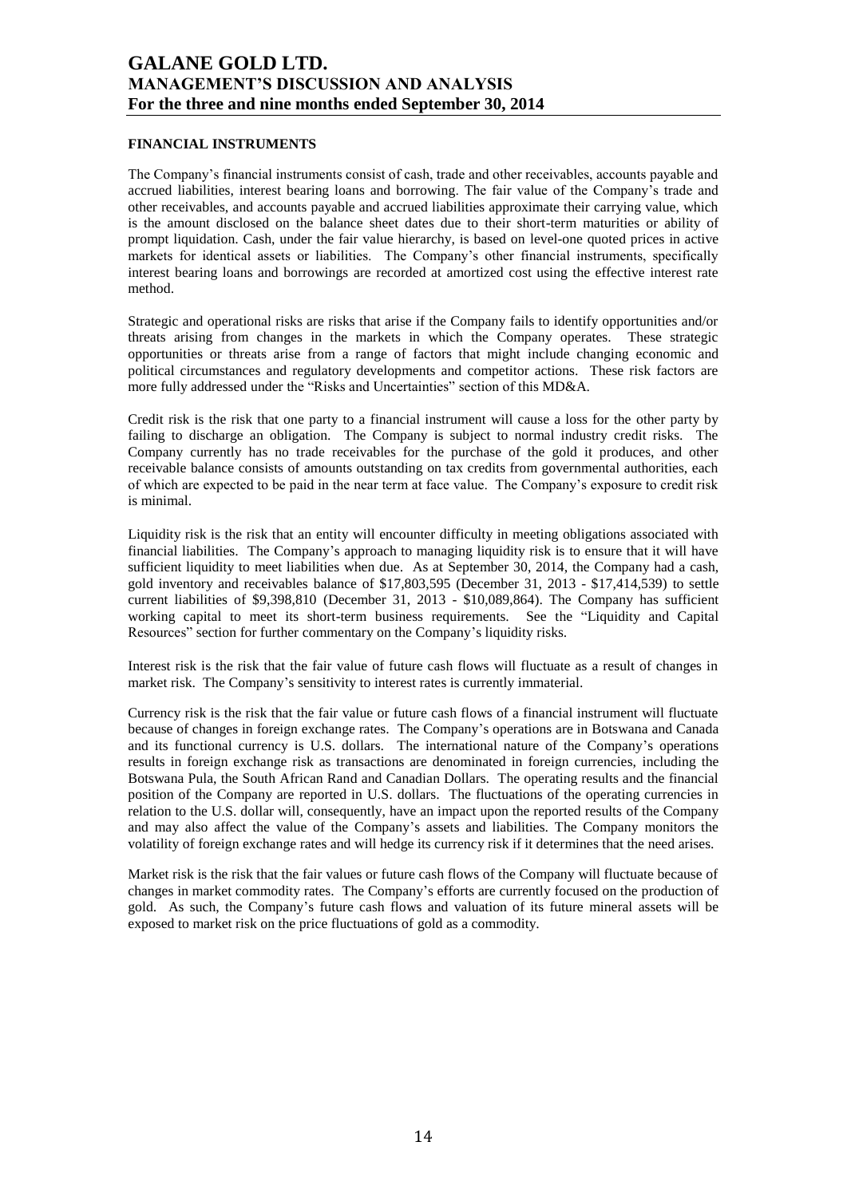## FINANCIAL INSTRUMENTS

The Company's financial instruments consist of cash, trade and other receivables, accounts payable and accrued liabilities, interest bearing loans and borrowing. The fair value of the Company's trade and other receivables, and accounts payable and accrued liabilities approximate their carrying value, which is the amount disclosed on the balance sheet dates due to their short-term maturities or ability of prompt liquidation. Cash, under the fair value hierarchy, is based on level-one quoted prices in active markets for identical assets or liabilities. The Company's other financial instruments, specifically interest bearing loans and borrowings are recorded at amortized cost using the effective interest rate method.

Strategic and operational risks are risks that arise if the Company fails to identify opportunities and/or threats arising from changes in the markets in which the Company operates. These strategic opportunities or threats arise from a range of factors that might include changing economic and political circumstances and regulatory developments and competitor actions. These risk factors are more fully addressed under the "Risks and Uncertainties" section of this MD&A.

Credit risk is the risk that one party to a financial instrument will cause a loss for the other party by failing to discharge an obligation. The Company is subject to normal industry credit risks. The Company currently has no trade receivables for the purchase of the gold it produces, and other receivable balance consists of amounts outstanding on tax credits from governmental authorities, each of which are expected to be paid in the near term at face value. The Company's exposure to credit risk is minimal.

Liquidity risk is the risk that an entity will encounter difficulty in meeting obligations associated with financial liabilities. The Company's approach to managing liquidity risk is to ensure that it will have sufficient liquidity to meet liabilities when due. As at September 30, 2014, the Company had a cash, gold inventory and receivables balance of $17,803,595 (December 31, 2013 - $17,414,539) to settle current liabilities of $9,398,810 (December 31, 2013 - $10,089,864). The Company has sufficient working capital to meet its short-term business requirements. See the "Liquidity and Capital Resources" section for further commentary on the Company's liquidity risks.

Interest risk is the risk that the fair value of future cash flows will fluctuate as a result of changes in market risk. The Company's sensitivity to interest rates is currently immaterial.

Currency risk is the risk that the fair value or future cash flows of a financial instrument will fluctuate because of changes in foreign exchange rates. The Company's operations are in Botswana and Canada and its functional currency is U.S. dollars. The international nature of the Company's operations results in foreign exchange risk as transactions are denominated in foreign currencies, including the Botswana Pula, the South African Rand and Canadian Dollars. The operating results and the financial position of the Company are reported in U.S. dollars. The fluctuations of the operating currencies in relation to the U.S. dollar will, consequently, have an impact upon the reported results of the Company and may also affect the value of the Company's assets and liabilities. The Company monitors the volatility of foreign exchange rates and will hedge its currency risk if it determines that the need arises.

Market risk is the risk that the fair values or future cash flows of the Company will fluctuate because of changes in market commodity rates. The Company's efforts are currently focused on the production of gold. As such, the Company's future cash flows and valuation of its future mineral assets will be exposed to market risk on the price fluctuations of gold as a commodity.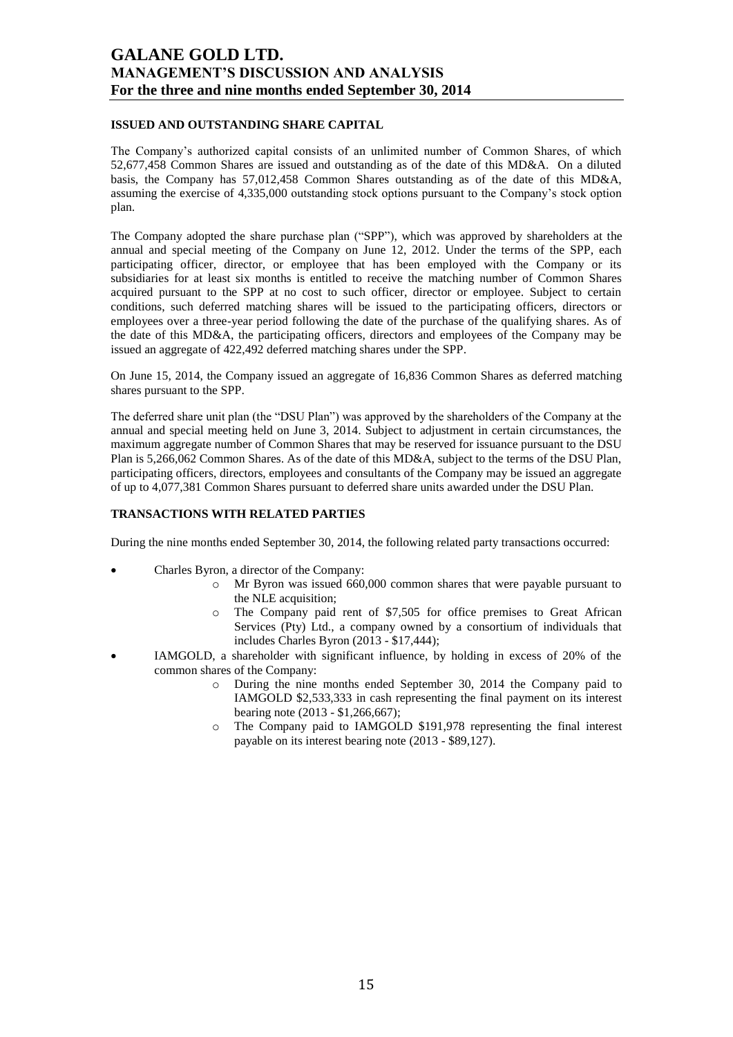## ISSUED AND OUTSTANDING SHARE CAPITAL

The Company's authorized capital consists of an unlimited number of Common Shares, of which 52,677,458 Common Shares are issued and outstanding as of the date of this MD&A. On a diluted basis, the Company has 57,012,458 Common Shares outstanding as of the date of this MD&A, assuming the exercise of 4,335,000 outstanding stock options pursuant to the Company's stock option plan.

The Company adopted the share purchase plan ("SPP"), which was approved by shareholders at the annual and special meeting of the Company on June 12, 2012. Under the terms of the SPP, each participating officer, director, or employee that has been employed with the Company or its subsidiaries for at least six months is entitled to receive the matching number of Common Shares acquired pursuant to the SPP at no cost to such officer, director or employee. Subject to certain conditions, such deferred matching shares will be issued to the participating officers, directors or employees over a three-year period following the date of the purchase of the qualifying shares. As of the date of this MD&A, the participating officers, directors and employees of the Company may be issued an aggregate of 422,492 deferred matching shares under the SPP.

On June 15, 2014, the Company issued an aggregate of 16,836 Common Shares as deferred matching shares pursuant to the SPP.

The deferred share unit plan (the "DSU Plan") was approved by the shareholders of the Company at the annual and special meeting held on June 3, 2014. Subject to adjustment in certain circumstances, the maximum aggregate number of Common Shares that may be reserved for issuance pursuant to the DSU Plan is 5,266,062 Common Shares. As of the date of this MD&A, subject to the terms of the DSU Plan, participating officers, directors, employees and consultants of the Company may be issued an aggregate of up to 4,077,381 Common Shares pursuant to deferred share units awarded under the DSU Plan.

## TRANSACTIONS WITH RELATED PARTIES

During the nine months ended September 30, 2014, the following related party transactions occurred:

- Charles Byron, a director of the Company:
  - Mr Byron was issued 660,000 common shares that were payable pursuant to the NLE acquisition;
  - The Company paid rent of $7,505 for office premises to Great African Services (Pty) Ltd., a company owned by a consortium of individuals that includes Charles Byron (2013 - $17,444);
- IAMGOLD, a shareholder with significant influence, by holding in excess of 20% of the common shares of the Company:
  - During the nine months ended September 30, 2014 the Company paid to IAMGOLD $2,533,333 in cash representing the final payment on its interest bearing note (2013 - $1,266,667);
  - The Company paid to IAMGOLD $191,978 representing the final interest payable on its interest bearing note (2013 - $89,127).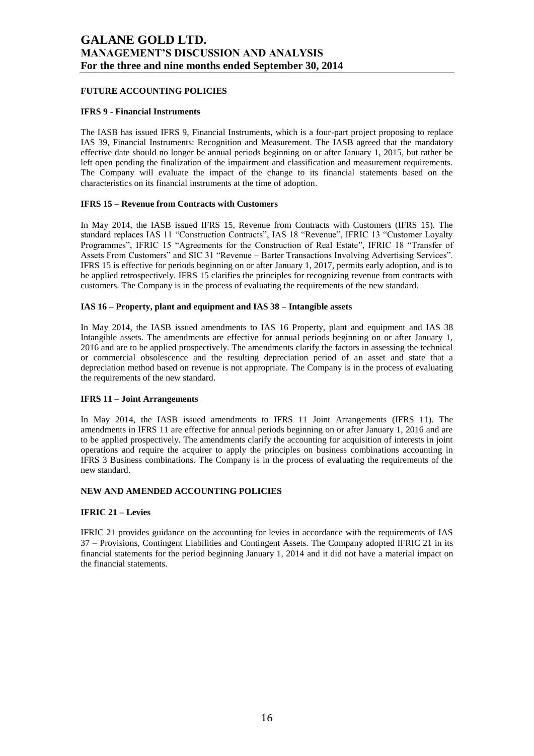## FUTURE ACCOUNTING POLICIES

### IFRS 9 - Financial Instruments

The IASB has issued IFRS 9, Financial Instruments, which is a four-part project proposing to replace IAS 39, Financial Instruments: Recognition and Measurement. The IASB agreed that the mandatory effective date should no longer be annual periods beginning on or after January 1, 2015, but rather be left open pending the finalization of the impairment and classification and measurement requirements. The Company will evaluate the impact of the change to its financial statements based on the characteristics on its financial instruments at the time of adoption.

### IFRS 15 – Revenue from Contracts with Customers

In May 2014, the IASB issued IFRS 15, Revenue from Contracts with Customers (IFRS 15). The standard replaces IAS 11 "Construction Contracts", IAS 18 "Revenue", IFRIC 13 "Customer Loyalty Programmes", IFRIC 15 "Agreements for the Construction of Real Estate", IFRIC 18 "Transfer of Assets From Customers" and SIC 31 "Revenue – Barter Transactions Involving Advertising Services". IFRS 15 is effective for periods beginning on or after January 1, 2017, permits early adoption, and is to be applied retrospectively. IFRS 15 clarifies the principles for recognizing revenue from contracts with customers. The Company is in the process of evaluating the requirements of the new standard.

### IAS 16 – Property, plant and equipment and IAS 38 – Intangible assets

In May 2014, the IASB issued amendments to IAS 16 Property, plant and equipment and IAS 38 Intangible assets. The amendments are effective for annual periods beginning on or after January 1, 2016 and are to be applied prospectively. The amendments clarify the factors in assessing the technical or commercial obsolescence and the resulting depreciation period of an asset and state that a depreciation method based on revenue is not appropriate. The Company is in the process of evaluating the requirements of the new standard.

### IFRS 11 – Joint Arrangements

In May 2014, the IASB issued amendments to IFRS 11 Joint Arrangements (IFRS 11). The amendments in IFRS 11 are effective for annual periods beginning on or after January 1, 2016 and are to be applied prospectively. The amendments clarify the accounting for acquisition of interests in joint operations and require the acquirer to apply the principles on business combinations accounting in IFRS 3 Business combinations. The Company is in the process of evaluating the requirements of the new standard.

## NEW AND AMENDED ACCOUNTING POLICIES

### IFRIC 21 – Levies

IFRIC 21 provides guidance on the accounting for levies in accordance with the requirements of IAS 37 – Provisions, Contingent Liabilities and Contingent Assets. The Company adopted IFRIC 21 in its financial statements for the period beginning January 1, 2014 and it did not have a material impact on the financial statements.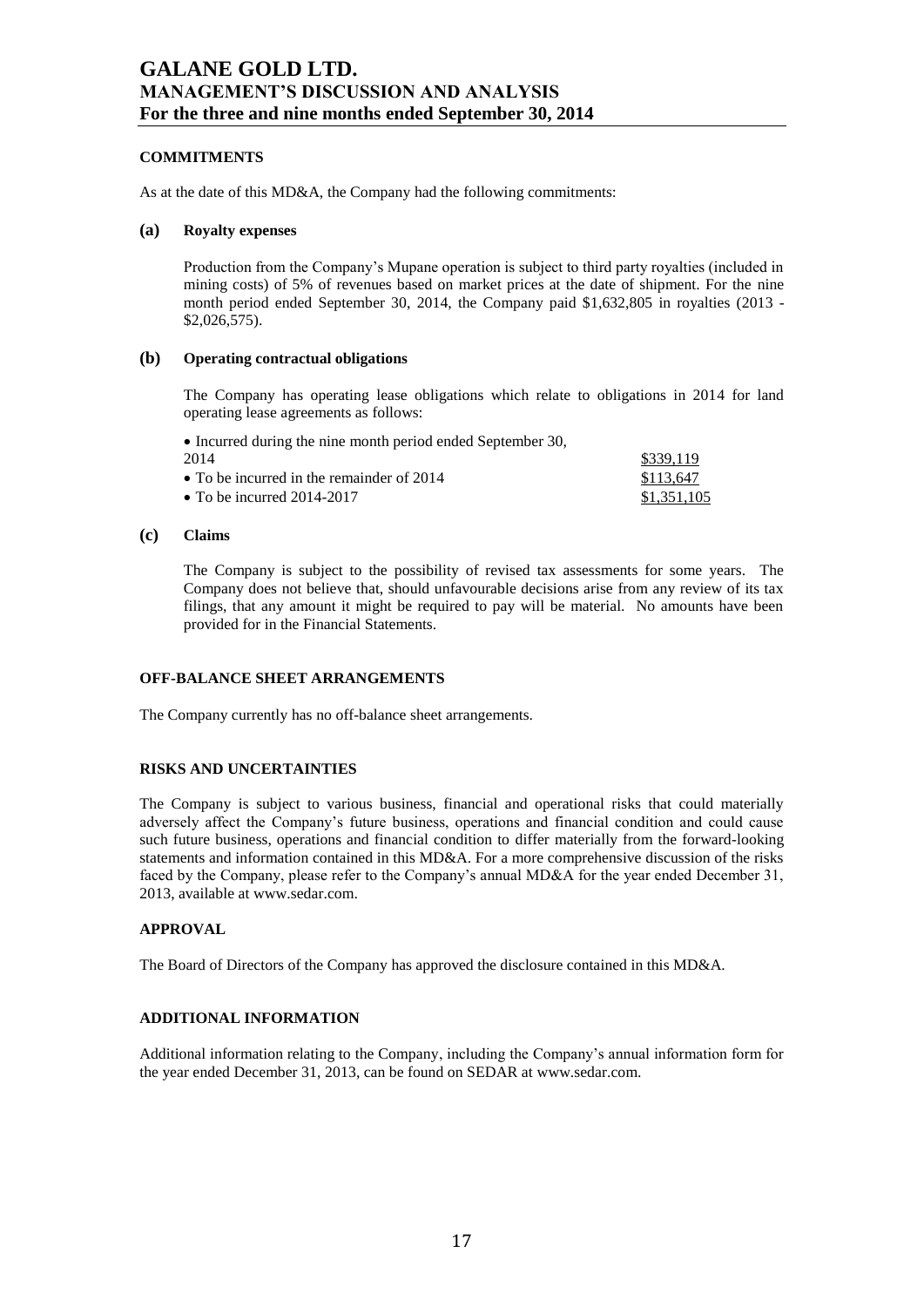## COMMITMENTS

As at the date of this MD&A, the Company had the following commitments:

### (a) Royalty expenses

Production from the Company's Mupane operation is subject to third party royalties (included in mining costs) of 5% of revenues based on market prices at the date of shipment. For the nine month period ended September 30, 2014, the Company paid $1,632,805 in royalties (2013 - $2,026,575).

### (b) Operating contractual obligations

The Company has operating lease obligations which relate to obligations in 2014 for land operating lease agreements as follows:

| | |
|---|---|
| • Incurred during the nine month period ended September 30, 2014 | $339,119 |
| • To be incurred in the remainder of 2014 | $113,647 |
| • To be incurred 2014-2017 | $1,351,105 |

### (c) Claims

The Company is subject to the possibility of revised tax assessments for some years. The Company does not believe that, should unfavourable decisions arise from any review of its tax filings, that any amount it might be required to pay will be material. No amounts have been provided for in the Financial Statements.

## OFF-BALANCE SHEET ARRANGEMENTS

The Company currently has no off-balance sheet arrangements.

## RISKS AND UNCERTAINTIES

The Company is subject to various business, financial and operational risks that could materially adversely affect the Company's future business, operations and financial condition and could cause such future business, operations and financial condition to differ materially from the forward-looking statements and information contained in this MD&A. For a more comprehensive discussion of the risks faced by the Company, please refer to the Company's annual MD&A for the year ended December 31, 2013, available at www.sedar.com.

## APPROVAL

The Board of Directors of the Company has approved the disclosure contained in this MD&A.

## ADDITIONAL INFORMATION

Additional information relating to the Company, including the Company's annual information form for the year ended December 31, 2013, can be found on SEDAR at www.sedar.com.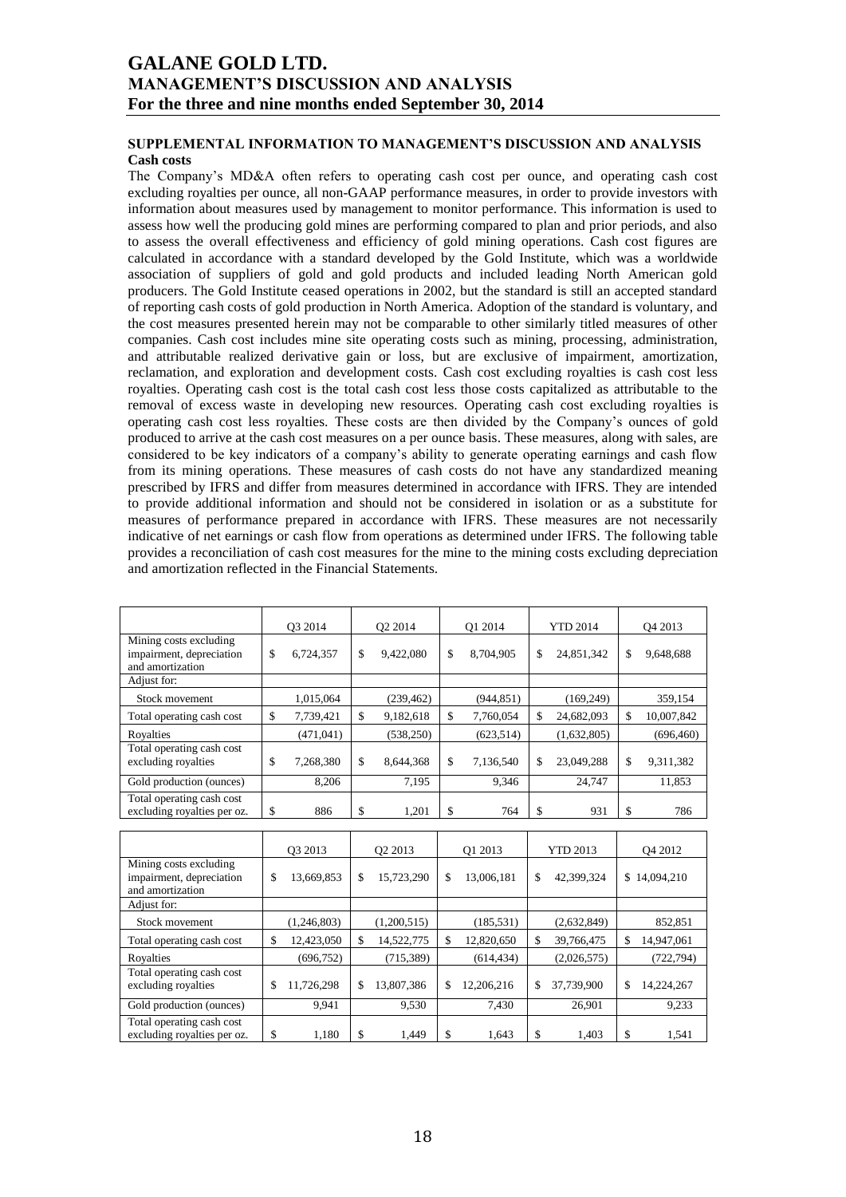## SUPPLEMENTAL INFORMATION TO MANAGEMENT'S DISCUSSION AND ANALYSIS

### Cash costs

The Company's MD&A often refers to operating cash cost per ounce, and operating cash cost excluding royalties per ounce, all non-GAAP performance measures, in order to provide investors with information about measures used by management to monitor performance. This information is used to assess how well the producing gold mines are performing compared to plan and prior periods, and also to assess the overall effectiveness and efficiency of gold mining operations. Cash cost figures are calculated in accordance with a standard developed by the Gold Institute, which was a worldwide association of suppliers of gold and gold products and included leading North American gold producers. The Gold Institute ceased operations in 2002, but the standard is still an accepted standard of reporting cash costs of gold production in North America. Adoption of the standard is voluntary, and the cost measures presented herein may not be comparable to other similarly titled measures of other companies. Cash cost includes mine site operating costs such as mining, processing, administration, and attributable realized derivative gain or loss, but are exclusive of impairment, amortization, reclamation, and exploration and development costs. Cash cost excluding royalties is cash cost less royalties. Operating cash cost is the total cash cost less those costs capitalized as attributable to the removal of excess waste in developing new resources. Operating cash cost excluding royalties is operating cash cost less royalties. These costs are then divided by the Company's ounces of gold produced to arrive at the cash cost measures on a per ounce basis. These measures, along with sales, are considered to be key indicators of a company's ability to generate operating earnings and cash flow from its mining operations. These measures of cash costs do not have any standardized meaning prescribed by IFRS and differ from measures determined in accordance with IFRS. They are intended to provide additional information and should not be considered in isolation or as a substitute for measures of performance prepared in accordance with IFRS. These measures are not necessarily indicative of net earnings or cash flow from operations as determined under IFRS. The following table provides a reconciliation of cash cost measures for the mine to the mining costs excluding depreciation and amortization reflected in the Financial Statements.

| | Q3 2014 | Q2 2014 | Q1 2014 | YTD 2014 | Q4 2013 |
|---|---|---|---|---|---|
| Mining costs excluding impairment, depreciation and amortization | $ 6,724,357 | $ 9,422,080 | $ 8,704,905 | $ 24,851,342 | $ 9,648,688 |
| Adjust for: | | | | | |
| Stock movement | 1,015,064 | (239,462) | (944,851) | (169,249) | 359,154 |
| Total operating cash cost | $ 7,739,421 | $ 9,182,618 | $ 7,760,054 | $ 24,682,093 | $ 10,007,842 |
| Royalties | (471,041) | (538,250) | (623,514) | (1,632,805) | (696,460) |
| Total operating cash cost excluding royalties | $ 7,268,380 | $ 8,644,368 | $ 7,136,540 | $ 23,049,288 | $ 9,311,382 |
| Gold production (ounces) | 8,206 | 7,195 | 9,346 | 24,747 | 11,853 |
| Total operating cash cost excluding royalties per oz. | $ 886 | $ 1,201 | $ 764 | $ 931 | $ 786 |

| | Q3 2013 | Q2 2013 | Q1 2013 | YTD 2013 | Q4 2012 |
|---|---|---|---|---|---|
| Mining costs excluding impairment, depreciation and amortization | $ 13,669,853 | $ 15,723,290 | $ 13,006,181 | $ 42,399,324 | $ 14,094,210 |
| Adjust for: | | | | | |
| Stock movement | (1,246,803) | (1,200,515) | (185,531) | (2,632,849) | 852,851 |
| Total operating cash cost | $ 12,423,050 | $ 14,522,775 | $ 12,820,650 | $ 39,766,475 | $ 14,947,061 |
| Royalties | (696,752) | (715,389) | (614,434) | (2,026,575) | (722,794) |
| Total operating cash cost excluding royalties | $ 11,726,298 | $ 13,807,386 | $ 12,206,216 | $ 37,739,900 | $ 14,224,267 |
| Gold production (ounces) | 9,941 | 9,530 | 7,430 | 26,901 | 9,233 |
| Total operating cash cost excluding royalties per oz. | $ 1,180 | $ 1,449 | $ 1,643 | $ 1,403 | $ 1,541 |